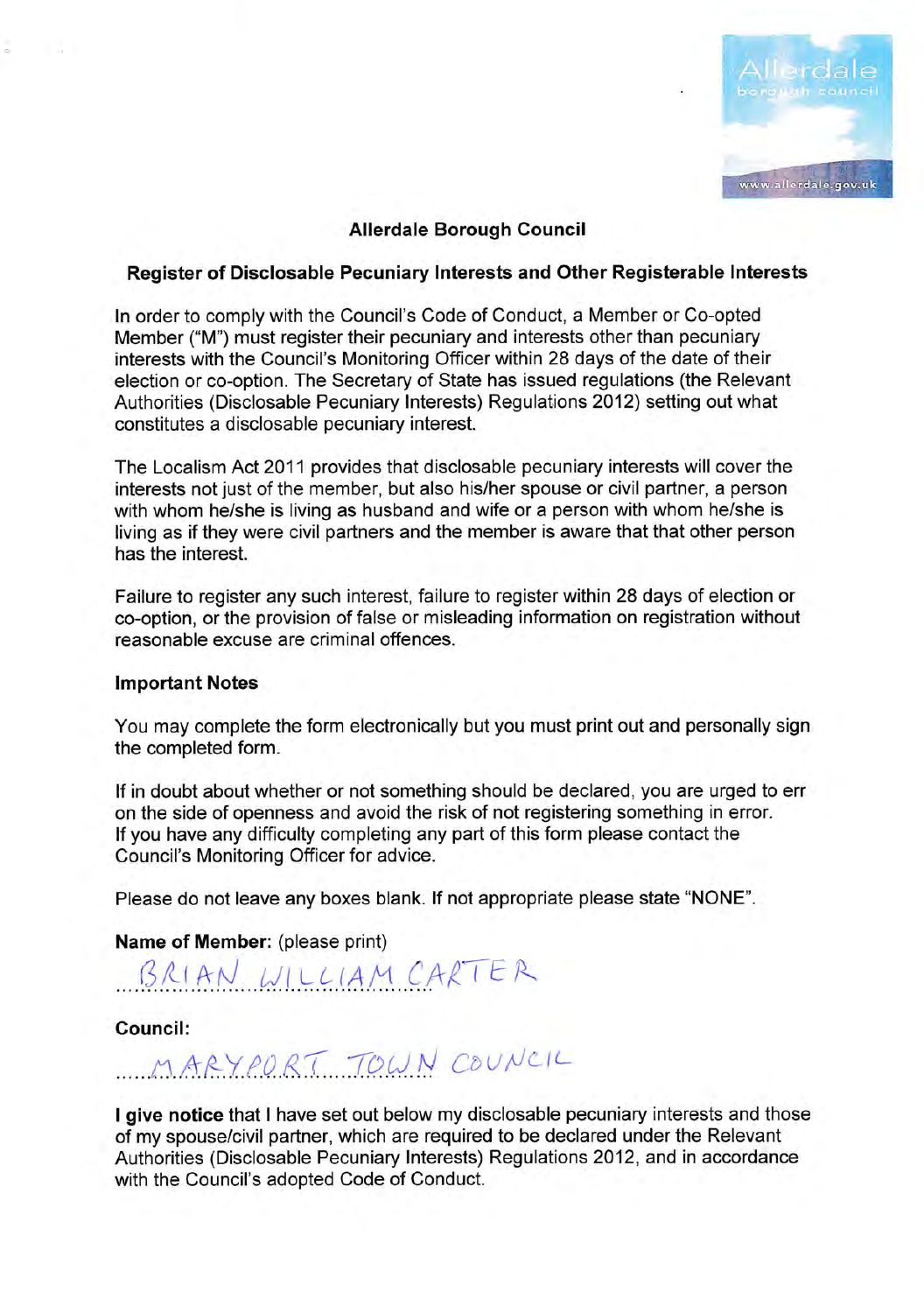**Allerdale Borough Council**

**Register of Disclosable Pecuniary Interests and Other Registerable Interests**

In order to comply with the Council's Code of Conduct, a Member or Co-opted Member ("M") must register their pecuniary and interests other than pecuniary interests with the Council's Monitoring Officer within 28 days of the date of their election or co-option. The Secretary of State has issued regulations (the Relevant Authorities (Disclosable Pecuniary Interests) Regulations 2012) setting out what constitutes a disclosable pecuniary interest.

The Localism Act 2011 provides that disclosable pecuniary interests will cover the interests not just of the member, but also his/her spouse or civil partner, a person with whom he/she is living as husband and wife or a person with whom he/she is living as if they were civil partners and the member is aware that that other person has the interest.

Failure to register any such interest, failure to register within 28 days of election or co-option, or the provision of false or misleading information on registration without reasonable excuse are criminal offences.

**Important Notes**

You may complete the form electronically but you must print out and personally sign the completed form.

If in doubt about whether or not something should be declared, you are urged to err on the side of openness and avoid the risk of not registering something in error. If you have any difficulty completing any part of this form please contact the Council's Monitoring Officer for advice.

Please do not leave any boxes blank. If not appropriate please state "NONE".

**Name of Member:** (please print)

BRIAN WILLIAM CARTER

**Council:**

MARYPORT TOWN COUNCIL

**I give notice** that I have set out below my disclosable pecuniary interests and those of my spouse/civil partner, which are required to be declared under the Relevant Authorities (Disclosable Pecuniary Interests) Regulations 2012, and in accordance with the Council's adopted Code of Conduct.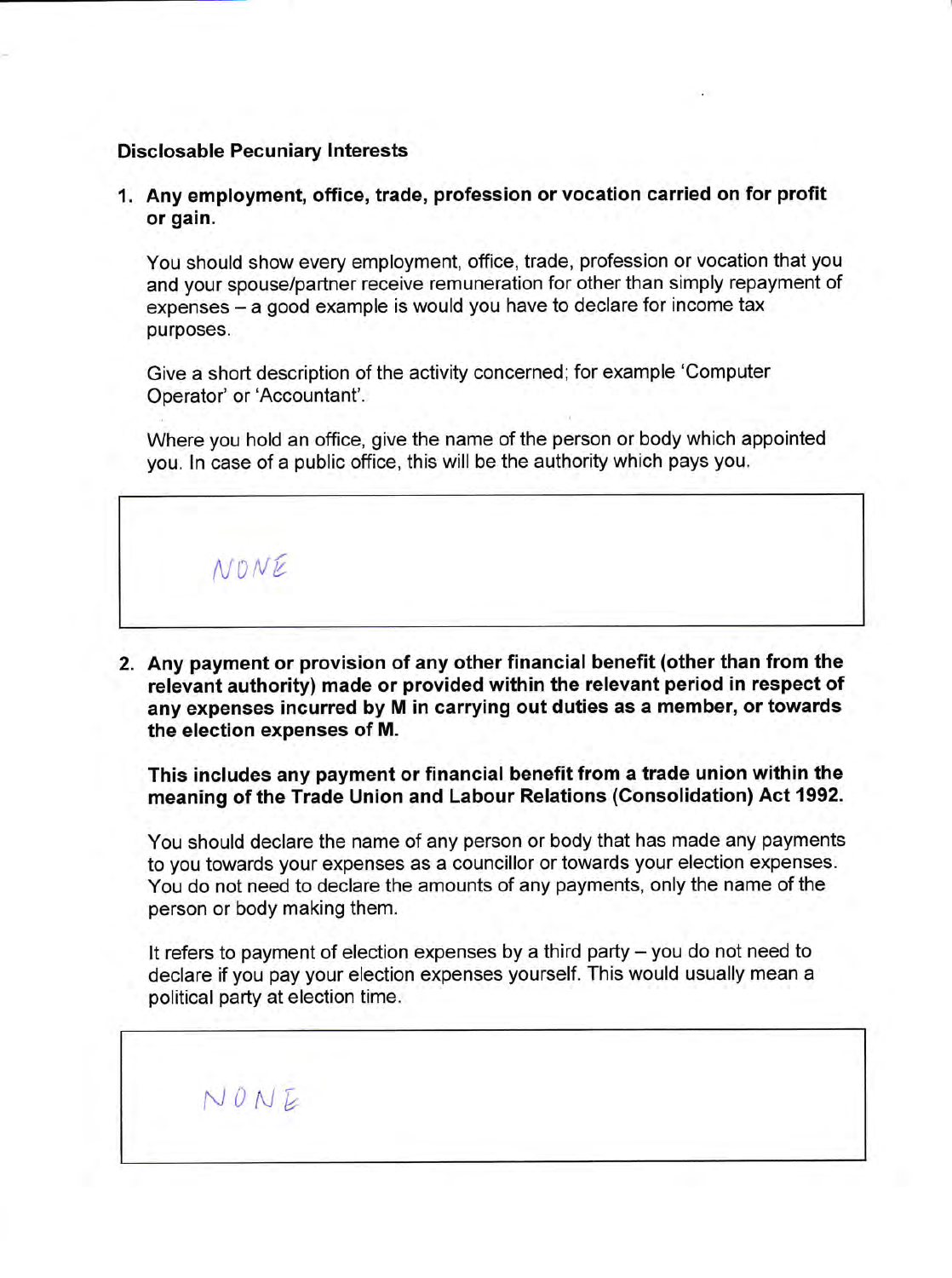**Disclosable Pecuniary Interests**

1. **Any employment, office, trade, profession or vocation carried on for profit or gain.**

   You should show every employment, office, trade, profession or vocation that you and your spouse/partner receive remuneration for other than simply repayment of expenses – a good example is would you have to declare for income tax purposes.

   Give a short description of the activity concerned; for example 'Computer Operator' or 'Accountant'.

   Where you hold an office, give the name of the person or body which appointed you. In case of a public office, this will be the authority which pays you.

   | NONE |
   |---|

2. **Any payment or provision of any other financial benefit (other than from the relevant authority) made or provided within the relevant period in respect of any expenses incurred by M in carrying out duties as a member, or towards the election expenses of M.**

   **This includes any payment or financial benefit from a trade union within the meaning of the Trade Union and Labour Relations (Consolidation) Act 1992.**

   You should declare the name of any person or body that has made any payments to you towards your expenses as a councillor or towards your election expenses. You do not need to declare the amounts of any payments, only the name of the person or body making them.

   It refers to payment of election expenses by a third party – you do not need to declare if you pay your election expenses yourself. This would usually mean a political party at election time.

   | NONE |
   |---|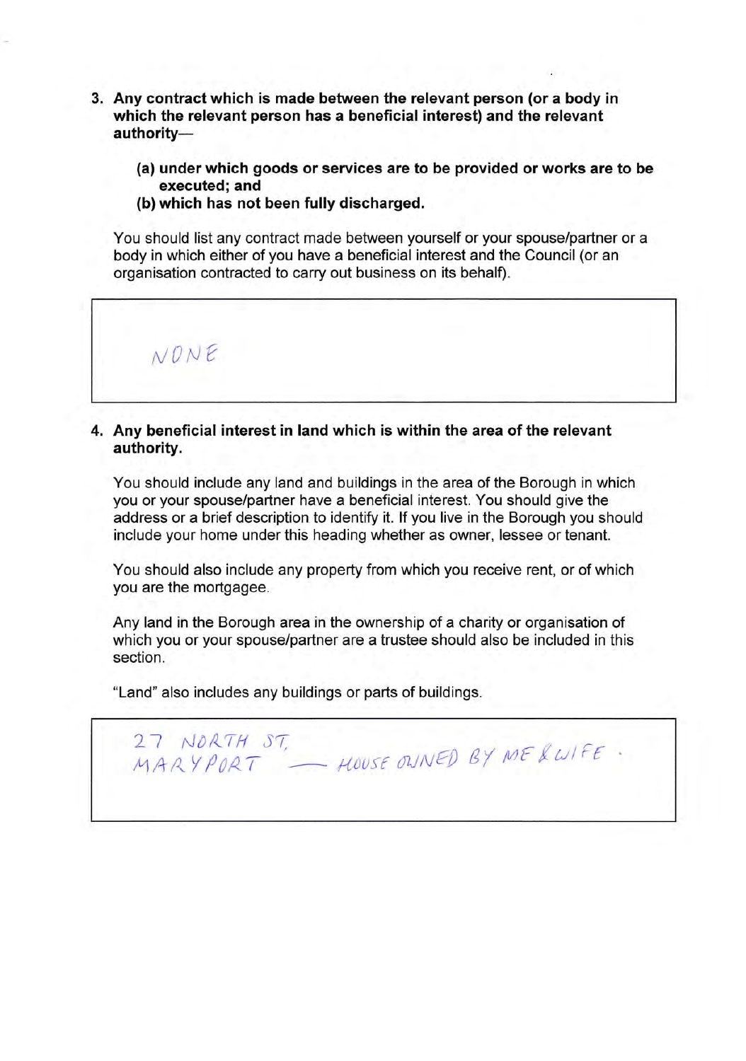3. **Any contract which is made between the relevant person (or a body in which the relevant person has a beneficial interest) and the relevant authority—**

   **(a) under which goods or services are to be provided or works are to be executed; and**

   **(b) which has not been fully discharged.**

   You should list any contract made between yourself or your spouse/partner or a body in which either of you have a beneficial interest and the Council (or an organisation contracted to carry out business on its behalf).

| NONE |
|---|

4. **Any beneficial interest in land which is within the area of the relevant authority.**

   You should include any land and buildings in the area of the Borough in which you or your spouse/partner have a beneficial interest. You should give the address or a brief description to identify it. If you live in the Borough you should include your home under this heading whether as owner, lessee or tenant.

   You should also include any property from which you receive rent, or of which you are the mortgagee.

   Any land in the Borough area in the ownership of a charity or organisation of which you or your spouse/partner are a trustee should also be included in this section.

   "Land" also includes any buildings or parts of buildings.

| 27 NORTH ST, MARYPORT — HOUSE OWNED BY ME & WIFE. |
|---|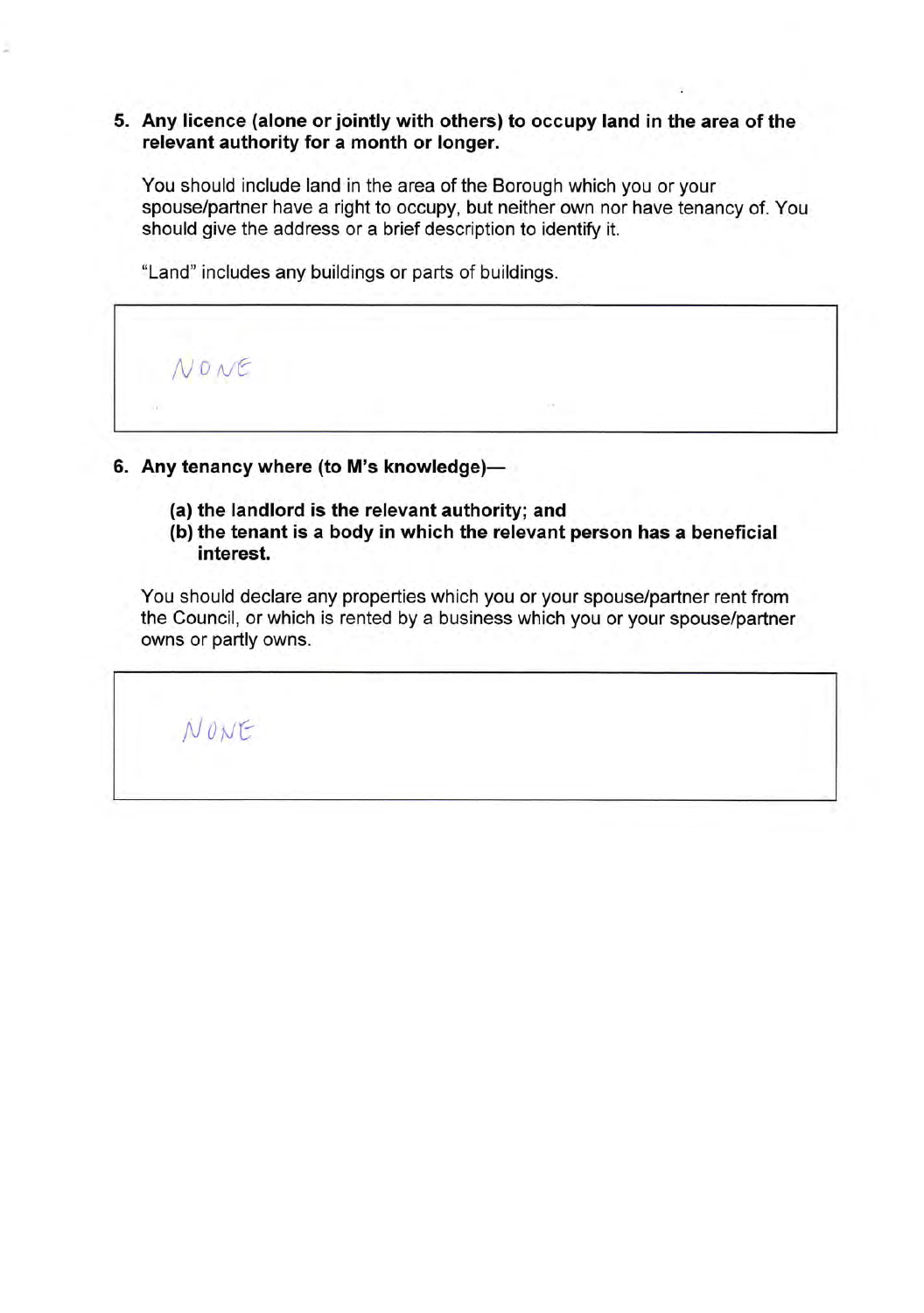**5. Any licence (alone or jointly with others) to occupy land in the area of the relevant authority for a month or longer.**

You should include land in the area of the Borough which you or your spouse/partner have a right to occupy, but neither own nor have tenancy of. You should give the address or a brief description to identify it.

"Land" includes any buildings or parts of buildings.

| NONE |
|---|

**6. Any tenancy where (to M's knowledge)—**

**(a) the landlord is the relevant authority; and**
**(b) the tenant is a body in which the relevant person has a beneficial interest.**

You should declare any properties which you or your spouse/partner rent from the Council, or which is rented by a business which you or your spouse/partner owns or partly owns.

| NONE |
|---|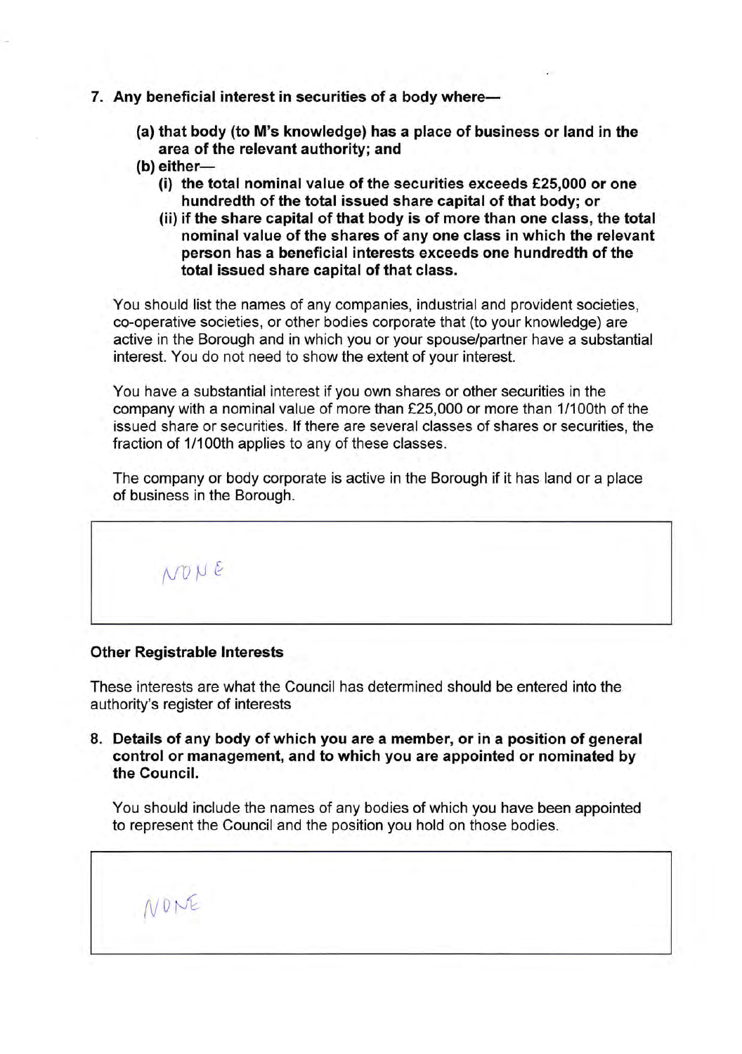**7. Any beneficial interest in securities of a body where—**

> **(a) that body (to M's knowledge) has a place of business or land in the area of the relevant authority; and**
>
> **(b) either—**
>
> > **(i) the total nominal value of the securities exceeds £25,000 or one hundredth of the total issued share capital of that body; or**
> >
> > **(ii) if the share capital of that body is of more than one class, the total nominal value of the shares of any one class in which the relevant person has a beneficial interests exceeds one hundredth of the total issued share capital of that class.**

You should list the names of any companies, industrial and provident societies, co-operative societies, or other bodies corporate that (to your knowledge) are active in the Borough and in which you or your spouse/partner have a substantial interest. You do not need to show the extent of your interest.

You have a substantial interest if you own shares or other securities in the company with a nominal value of more than £25,000 or more than 1/100th of the issued share or securities. If there are several classes of shares or securities, the fraction of 1/100th applies to any of these classes.

The company or body corporate is active in the Borough if it has land or a place of business in the Borough.

| NONE |
|---|

## Other Registrable Interests

These interests are what the Council has determined should be entered into the authority's register of interests

**8. Details of any body of which you are a member, or in a position of general control or management, and to which you are appointed or nominated by the Council.**

You should include the names of any bodies of which you have been appointed to represent the Council and the position you hold on those bodies.

| NONE |
|---|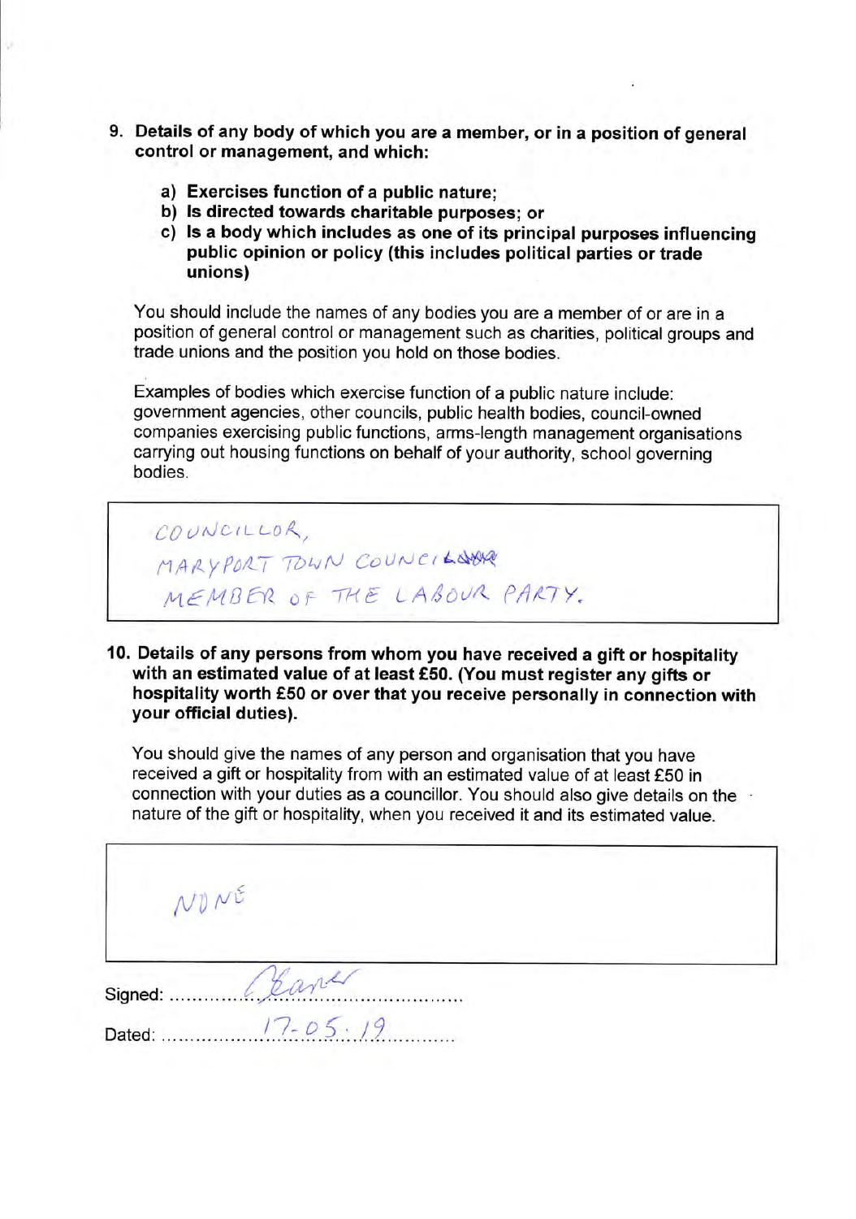9. **Details of any body of which you are a member, or in a position of general control or management, and which:**

   a) **Exercises function of a public nature;**
   b) **Is directed towards charitable purposes; or**
   c) **Is a body which includes as one of its principal purposes influencing public opinion or policy (this includes political parties or trade unions)**

   You should include the names of any bodies you are a member of or are in a position of general control or management such as charities, political groups and trade unions and the position you hold on those bodies.

   Examples of bodies which exercise function of a public nature include: government agencies, other councils, public health bodies, council-owned companies exercising public functions, arms-length management organisations carrying out housing functions on behalf of your authority, school governing bodies.

| |
|---|
| COUNCILLOR,<br>MARYPORT TOWN COUNCIL<br>MEMBER OF THE LABOUR PARTY. |

10. **Details of any persons from whom you have received a gift or hospitality with an estimated value of at least £50. (You must register any gifts or hospitality worth £50 or over that you receive personally in connection with your official duties).**

    You should give the names of any person and organisation that you have received a gift or hospitality from with an estimated value of at least £50 in connection with your duties as a councillor. You should also give details on the nature of the gift or hospitality, when you received it and its estimated value.

| |
|---|
| NONE |

Signed: C Baner

Dated: 17-05-19